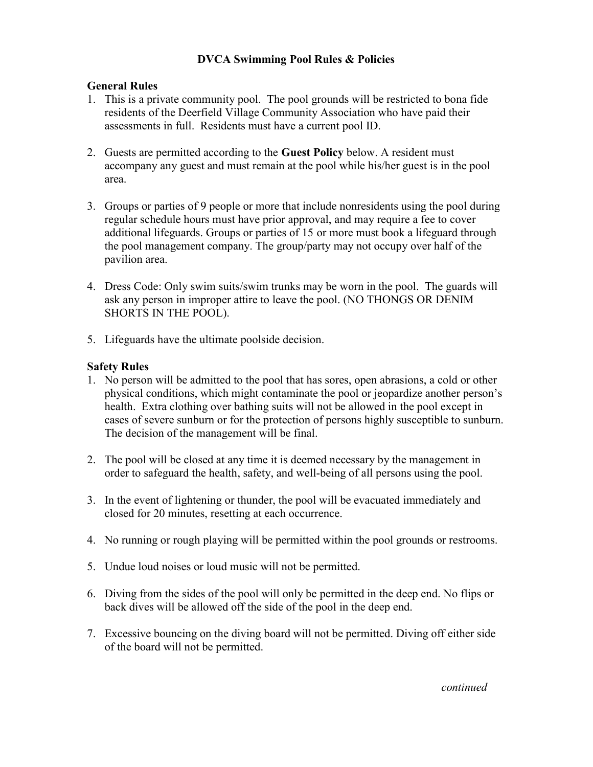# DVCA Swimming Pool Rules & Policies

## General Rules

1. This is a private community pool. The pool grounds will be restricted to bona fide residents of the Deerfield Village Community Association who have paid their assessments in full. Residents must have a current pool ID.

2. Guests are permitted according to the **Guest Policy** below. A resident must accompany any guest and must remain at the pool while his/her guest is in the pool area.

3. Groups or parties of 9 people or more that include nonresidents using the pool during regular schedule hours must have prior approval, and may require a fee to cover additional lifeguards. Groups or parties of 15 or more must book a lifeguard through the pool management company. The group/party may not occupy over half of the pavilion area.

4. Dress Code: Only swim suits/swim trunks may be worn in the pool. The guards will ask any person in improper attire to leave the pool. (NO THONGS OR DENIM SHORTS IN THE POOL).

5. Lifeguards have the ultimate poolside decision.

## Safety Rules

1. No person will be admitted to the pool that has sores, open abrasions, a cold or other physical conditions, which might contaminate the pool or jeopardize another person's health. Extra clothing over bathing suits will not be allowed in the pool except in cases of severe sunburn or for the protection of persons highly susceptible to sunburn. The decision of the management will be final.

2. The pool will be closed at any time it is deemed necessary by the management in order to safeguard the health, safety, and well-being of all persons using the pool.

3. In the event of lightening or thunder, the pool will be evacuated immediately and closed for 20 minutes, resetting at each occurrence.

4. No running or rough playing will be permitted within the pool grounds or restrooms.

5. Undue loud noises or loud music will not be permitted.

6. Diving from the sides of the pool will only be permitted in the deep end. No flips or back dives will be allowed off the side of the pool in the deep end.

7. Excessive bouncing on the diving board will not be permitted. Diving off either side of the board will not be permitted.

*continued*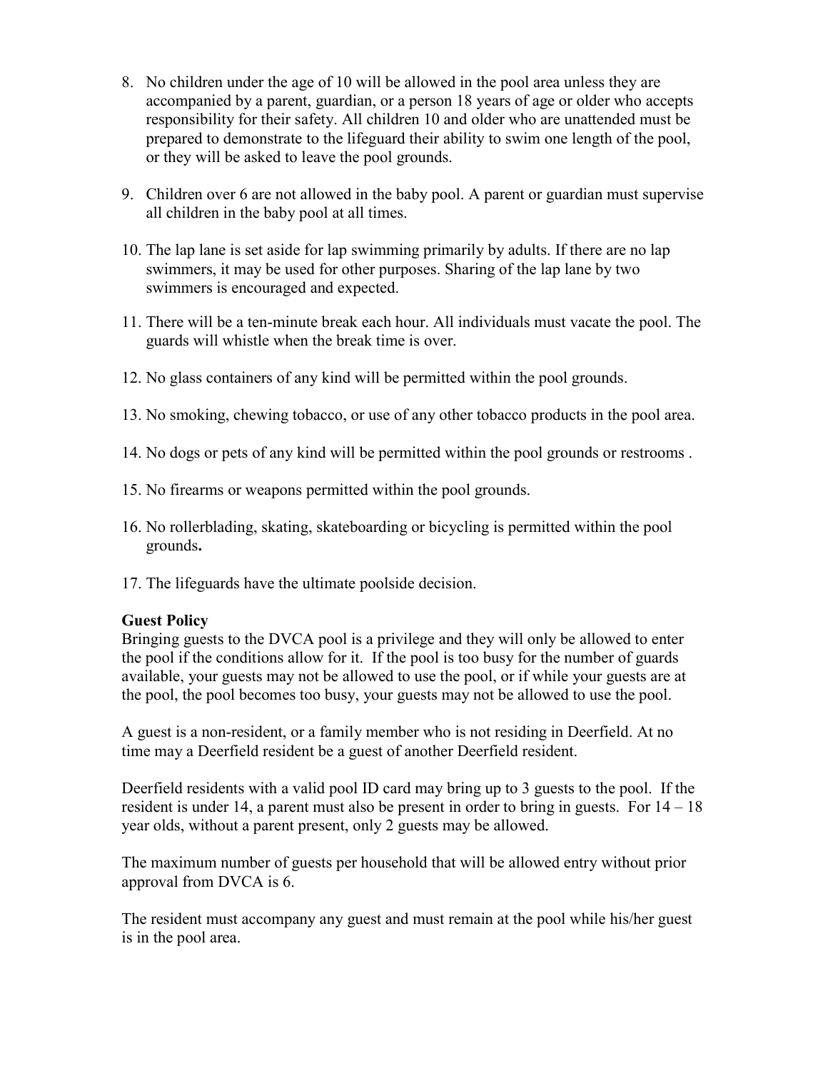8. No children under the age of 10 will be allowed in the pool area unless they are accompanied by a parent, guardian, or a person 18 years of age or older who accepts responsibility for their safety. All children 10 and older who are unattended must be prepared to demonstrate to the lifeguard their ability to swim one length of the pool, or they will be asked to leave the pool grounds.

9. Children over 6 are not allowed in the baby pool. A parent or guardian must supervise all children in the baby pool at all times.

10. The lap lane is set aside for lap swimming primarily by adults. If there are no lap swimmers, it may be used for other purposes. Sharing of the lap lane by two swimmers is encouraged and expected.

11. There will be a ten-minute break each hour. All individuals must vacate the pool. The guards will whistle when the break time is over.

12. No glass containers of any kind will be permitted within the pool grounds.

13. No smoking, chewing tobacco, or use of any other tobacco products in the pool area.

14. No dogs or pets of any kind will be permitted within the pool grounds or restrooms .

15. No firearms or weapons permitted within the pool grounds.

16. No rollerblading, skating, skateboarding or bicycling is permitted within the pool grounds**.**

17. The lifeguards have the ultimate poolside decision.

**Guest Policy**

Bringing guests to the DVCA pool is a privilege and they will only be allowed to enter the pool if the conditions allow for it. If the pool is too busy for the number of guards available, your guests may not be allowed to use the pool, or if while your guests are at the pool, the pool becomes too busy, your guests may not be allowed to use the pool.

A guest is a non-resident, or a family member who is not residing in Deerfield. At no time may a Deerfield resident be a guest of another Deerfield resident.

Deerfield residents with a valid pool ID card may bring up to 3 guests to the pool. If the resident is under 14, a parent must also be present in order to bring in guests. For 14 – 18 year olds, without a parent present, only 2 guests may be allowed.

The maximum number of guests per household that will be allowed entry without prior approval from DVCA is 6.

The resident must accompany any guest and must remain at the pool while his/her guest is in the pool area.